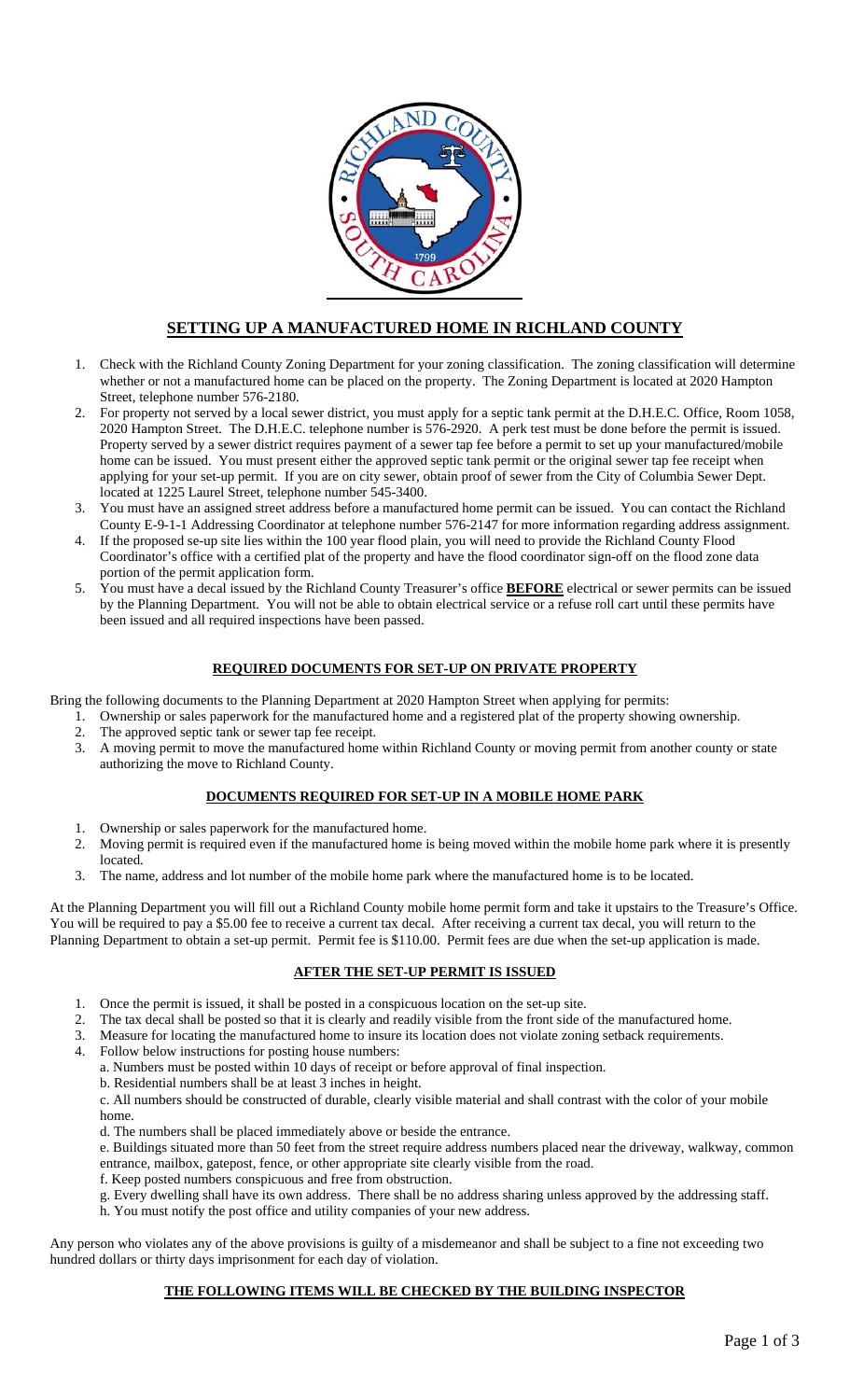# SETTING UP A MANUFACTURED HOME IN RICHLAND COUNTY

1. Check with the Richland County Zoning Department for your zoning classification. The zoning classification will determine whether or not a manufactured home can be placed on the property. The Zoning Department is located at 2020 Hampton Street, telephone number 576-2180.
2. For property not served by a local sewer district, you must apply for a septic tank permit at the D.H.E.C. Office, Room 1058, 2020 Hampton Street. The D.H.E.C. telephone number is 576-2920. A perk test must be done before the permit is issued. Property served by a sewer district requires payment of a sewer tap fee before a permit to set up your manufactured/mobile home can be issued. You must present either the approved septic tank permit or the original sewer tap fee receipt when applying for your set-up permit. If you are on city sewer, obtain proof of sewer from the City of Columbia Sewer Dept. located at 1225 Laurel Street, telephone number 545-3400.
3. You must have an assigned street address before a manufactured home permit can be issued. You can contact the Richland County E-9-1-1 Addressing Coordinator at telephone number 576-2147 for more information regarding address assignment.
4. If the proposed se-up site lies within the 100 year flood plain, you will need to provide the Richland County Flood Coordinator's office with a certified plat of the property and have the flood coordinator sign-off on the flood zone data portion of the permit application form.
5. You must have a decal issued by the Richland County Treasurer's office **BEFORE** electrical or sewer permits can be issued by the Planning Department. You will not be able to obtain electrical service or a refuse roll cart until these permits have been issued and all required inspections have been passed.

## REQUIRED DOCUMENTS FOR SET-UP ON PRIVATE PROPERTY

Bring the following documents to the Planning Department at 2020 Hampton Street when applying for permits:

1. Ownership or sales paperwork for the manufactured home and a registered plat of the property showing ownership.
2. The approved septic tank or sewer tap fee receipt.
3. A moving permit to move the manufactured home within Richland County or moving permit from another county or state authorizing the move to Richland County.

## DOCUMENTS REQUIRED FOR SET-UP IN A MOBILE HOME PARK

1. Ownership or sales paperwork for the manufactured home.
2. Moving permit is required even if the manufactured home is being moved within the mobile home park where it is presently located.
3. The name, address and lot number of the mobile home park where the manufactured home is to be located.

At the Planning Department you will fill out a Richland County mobile home permit form and take it upstairs to the Treasure's Office. You will be required to pay a $5.00 fee to receive a current tax decal. After receiving a current tax decal, you will return to the Planning Department to obtain a set-up permit. Permit fee is $110.00. Permit fees are due when the set-up application is made.

## AFTER THE SET-UP PERMIT IS ISSUED

1. Once the permit is issued, it shall be posted in a conspicuous location on the set-up site.
2. The tax decal shall be posted so that it is clearly and readily visible from the front side of the manufactured home.
3. Measure for locating the manufactured home to insure its location does not violate zoning setback requirements.
4. Follow below instructions for posting house numbers:
   a. Numbers must be posted within 10 days of receipt or before approval of final inspection.
   b. Residential numbers shall be at least 3 inches in height.
   c. All numbers should be constructed of durable, clearly visible material and shall contrast with the color of your mobile home.
   d. The numbers shall be placed immediately above or beside the entrance.
   e. Buildings situated more than 50 feet from the street require address numbers placed near the driveway, walkway, common entrance, mailbox, gatepost, fence, or other appropriate site clearly visible from the road.
   f. Keep posted numbers conspicuous and free from obstruction.
   g. Every dwelling shall have its own address. There shall be no address sharing unless approved by the addressing staff.
   h. You must notify the post office and utility companies of your new address.

Any person who violates any of the above provisions is guilty of a misdemeanor and shall be subject to a fine not exceeding two hundred dollars or thirty days imprisonment for each day of violation.

## THE FOLLOWING ITEMS WILL BE CHECKED BY THE BUILDING INSPECTOR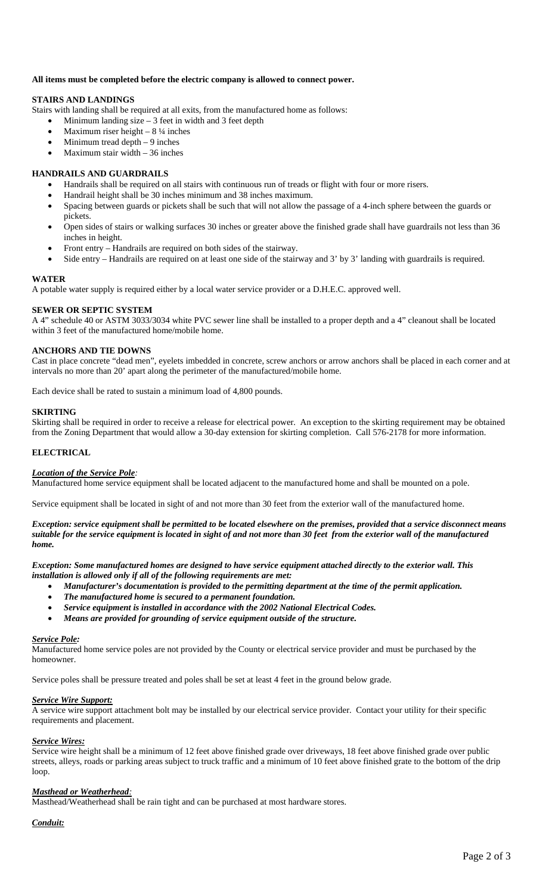**All items must be completed before the electric company is allowed to connect power.**

**STAIRS AND LANDINGS**

Stairs with landing shall be required at all exits, from the manufactured home as follows:

- Minimum landing size – 3 feet in width and 3 feet depth
- Maximum riser height – 8 ¼ inches
- Minimum tread depth – 9 inches
- Maximum stair width – 36 inches

**HANDRAILS AND GUARDRAILS**

- Handrails shall be required on all stairs with continuous run of treads or flight with four or more risers.
- Handrail height shall be 30 inches minimum and 38 inches maximum.
- Spacing between guards or pickets shall be such that will not allow the passage of a 4-inch sphere between the guards or pickets.
- Open sides of stairs or walking surfaces 30 inches or greater above the finished grade shall have guardrails not less than 36 inches in height.
- Front entry – Handrails are required on both sides of the stairway.
- Side entry – Handrails are required on at least one side of the stairway and 3' by 3' landing with guardrails is required.

**WATER**

A potable water supply is required either by a local water service provider or a D.H.E.C. approved well.

**SEWER OR SEPTIC SYSTEM**

A 4" schedule 40 or ASTM 3033/3034 white PVC sewer line shall be installed to a proper depth and a 4" cleanout shall be located within 3 feet of the manufactured home/mobile home.

**ANCHORS AND TIE DOWNS**

Cast in place concrete "dead men", eyelets imbedded in concrete, screw anchors or arrow anchors shall be placed in each corner and at intervals no more than 20' apart along the perimeter of the manufactured/mobile home.

Each device shall be rated to sustain a minimum load of 4,800 pounds.

**SKIRTING**

Skirting shall be required in order to receive a release for electrical power. An exception to the skirting requirement may be obtained from the Zoning Department that would allow a 30-day extension for skirting completion. Call 576-2178 for more information.

**ELECTRICAL**

***Location of the Service Pole**:*

Manufactured home service equipment shall be located adjacent to the manufactured home and shall be mounted on a pole.

Service equipment shall be located in sight of and not more than 30 feet from the exterior wall of the manufactured home.

***Exception: service equipment shall be permitted to be located elsewhere on the premises, provided that a service disconnect means suitable for the service equipment is located in sight of and not more than 30 feet from the exterior wall of the manufactured home.***

***Exception: Some manufactured homes are designed to have service equipment attached directly to the exterior wall. This installation is allowed only if all of the following requirements are met:***

- ***Manufacturer's documentation is provided to the permitting department at the time of the permit application.***
- ***The manufactured home is secured to a permanent foundation.***
- ***Service equipment is installed in accordance with the 2002 National Electrical Codes.***
- ***Means are provided for grounding of service equipment outside of the structure.***

***Service Pole:***

Manufactured home service poles are not provided by the County or electrical service provider and must be purchased by the homeowner.

Service poles shall be pressure treated and poles shall be set at least 4 feet in the ground below grade.

***Service Wire Support:***

A service wire support attachment bolt may be installed by our electrical service provider. Contact your utility for their specific requirements and placement.

***Service Wires:***

Service wire height shall be a minimum of 12 feet above finished grade over driveways, 18 feet above finished grade over public streets, alleys, roads or parking areas subject to truck traffic and a minimum of 10 feet above finished grate to the bottom of the drip loop.

***Masthead or Weatherhead**:*

Masthead/Weatherhead shall be rain tight and can be purchased at most hardware stores.

***Conduit:***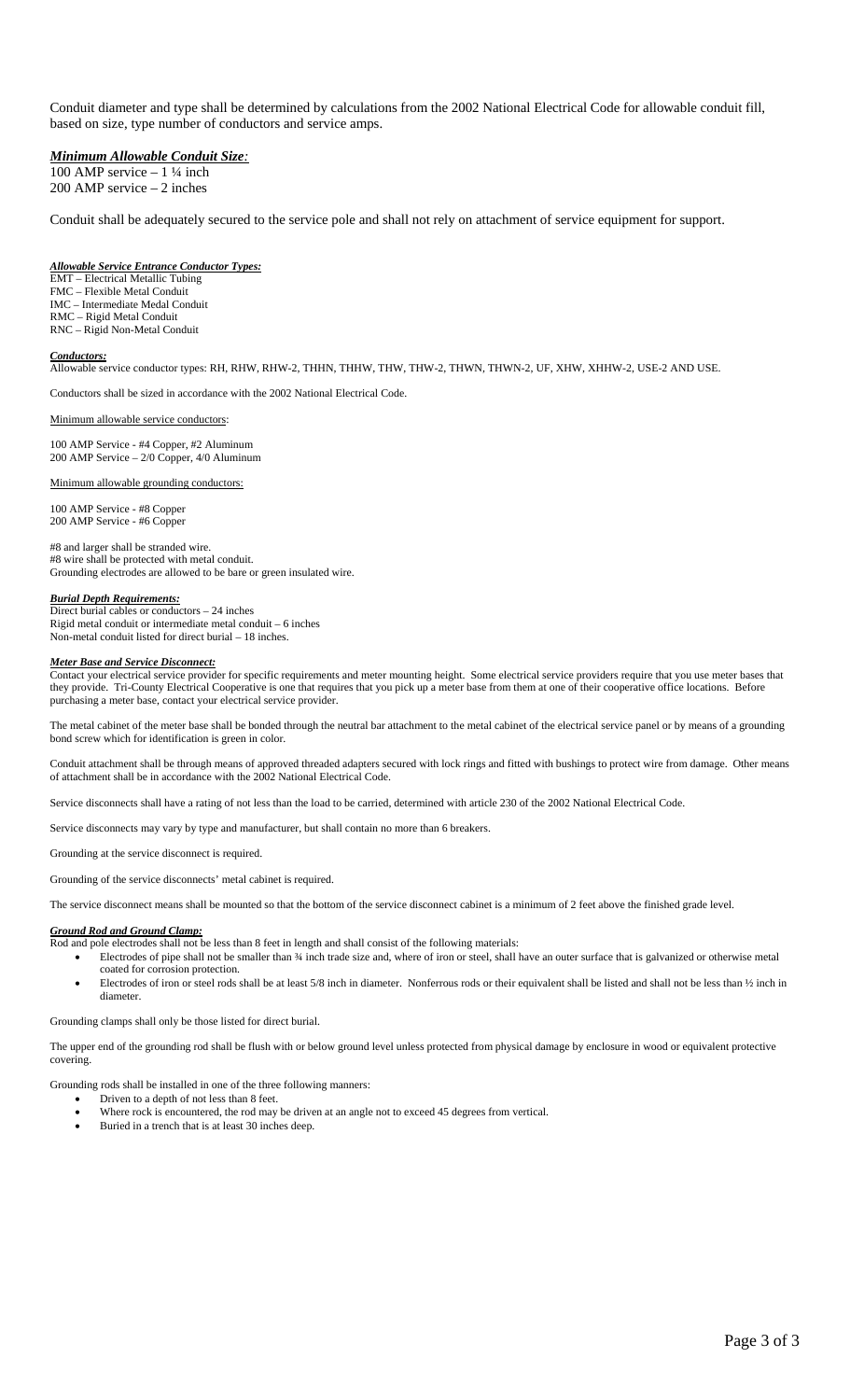Conduit diameter and type shall be determined by calculations from the 2002 National Electrical Code for allowable conduit fill, based on size, type number of conductors and service amps.

***Minimum Allowable Conduit Size**:*

100 AMP service – 1 ¼ inch
200 AMP service – 2 inches

Conduit shall be adequately secured to the service pole and shall not rely on attachment of service equipment for support.

***Allowable Service Entrance Conductor Types:***

EMT – Electrical Metallic Tubing
FMC – Flexible Metal Conduit
IMC – Intermediate Medal Conduit
RMC – Rigid Metal Conduit
RNC – Rigid Non-Metal Conduit

***Conductors:***

Allowable service conductor types: RH, RHW, RHW-2, THHN, THHW, THW, THW-2, THWN, THWN-2, UF, XHW, XHHW-2, USE-2 AND USE.

Conductors shall be sized in accordance with the 2002 National Electrical Code.

Minimum allowable service conductors:

100 AMP Service - #4 Copper, #2 Aluminum
200 AMP Service – 2/0 Copper, 4/0 Aluminum

Minimum allowable grounding conductors:

100 AMP Service - #8 Copper
200 AMP Service - #6 Copper

#8 and larger shall be stranded wire.
#8 wire shall be protected with metal conduit.
Grounding electrodes are allowed to be bare or green insulated wire.

***Burial Depth Requirements:***

Direct burial cables or conductors – 24 inches
Rigid metal conduit or intermediate metal conduit – 6 inches
Non-metal conduit listed for direct burial – 18 inches.

***Meter Base and Service Disconnect:***

Contact your electrical service provider for specific requirements and meter mounting height. Some electrical service providers require that you use meter bases that they provide. Tri-County Electrical Cooperative is one that requires that you pick up a meter base from them at one of their cooperative office locations. Before purchasing a meter base, contact your electrical service provider.

The metal cabinet of the meter base shall be bonded through the neutral bar attachment to the metal cabinet of the electrical service panel or by means of a grounding bond screw which for identification is green in color.

Conduit attachment shall be through means of approved threaded adapters secured with lock rings and fitted with bushings to protect wire from damage. Other means of attachment shall be in accordance with the 2002 National Electrical Code.

Service disconnects shall have a rating of not less than the load to be carried, determined with article 230 of the 2002 National Electrical Code.

Service disconnects may vary by type and manufacturer, but shall contain no more than 6 breakers.

Grounding at the service disconnect is required.

Grounding of the service disconnects' metal cabinet is required.

The service disconnect means shall be mounted so that the bottom of the service disconnect cabinet is a minimum of 2 feet above the finished grade level.

***Ground Rod and Ground Clamp:***

Rod and pole electrodes shall not be less than 8 feet in length and shall consist of the following materials:

- Electrodes of pipe shall not be smaller than ¾ inch trade size and, where of iron or steel, shall have an outer surface that is galvanized or otherwise metal coated for corrosion protection.
- Electrodes of iron or steel rods shall be at least 5/8 inch in diameter. Nonferrous rods or their equivalent shall be listed and shall not be less than ½ inch in diameter.

Grounding clamps shall only be those listed for direct burial.

The upper end of the grounding rod shall be flush with or below ground level unless protected from physical damage by enclosure in wood or equivalent protective covering.

Grounding rods shall be installed in one of the three following manners:

- Driven to a depth of not less than 8 feet.
- Where rock is encountered, the rod may be driven at an angle not to exceed 45 degrees from vertical.
- Buried in a trench that is at least 30 inches deep.